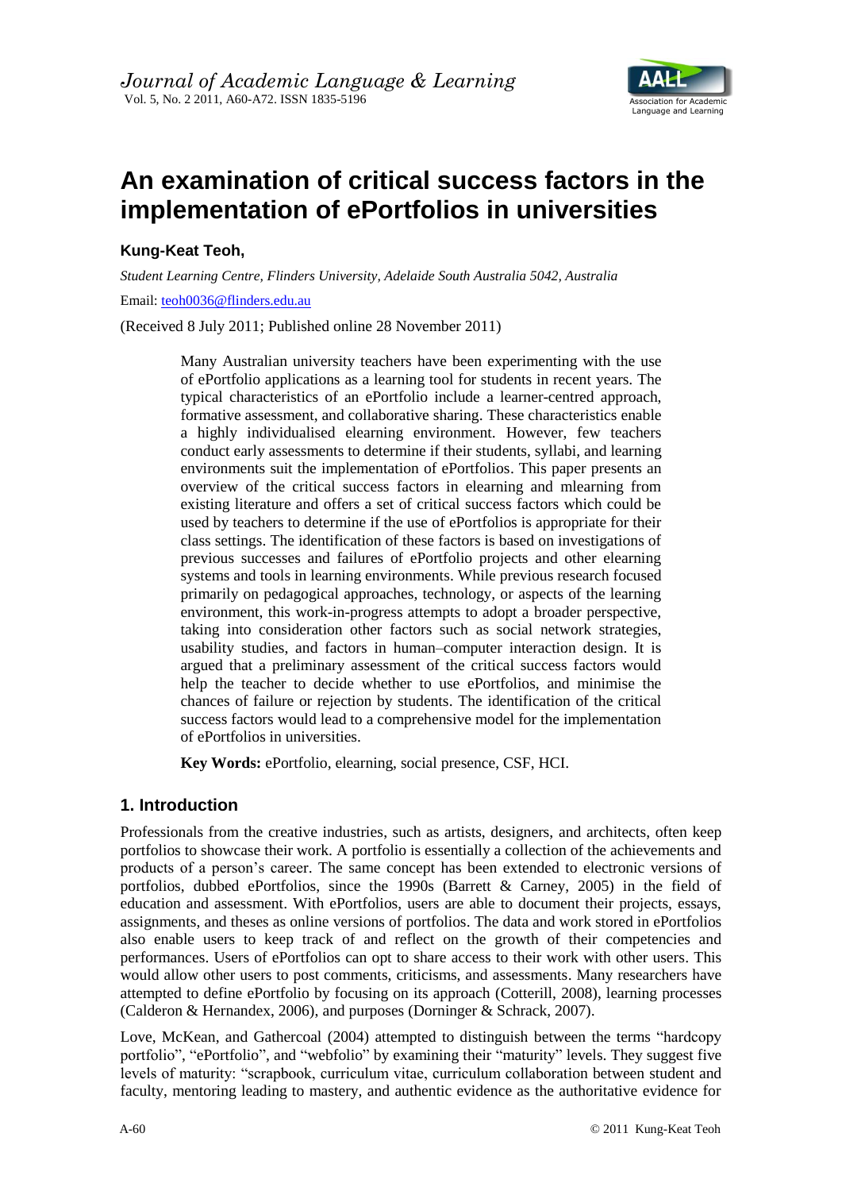# An examination of critical success factors in the implementation of ePortfolios in universities

**Kung-Keat Teoh,**

*Student Learning Centre, Flinders University, Adelaide South Australia 5042, Australia*

Email: teoh0036@flinders.edu.au

(Received 8 July 2011; Published online 28 November 2011)

> Many Australian university teachers have been experimenting with the use of ePortfolio applications as a learning tool for students in recent years. The typical characteristics of an ePortfolio include a learner-centred approach, formative assessment, and collaborative sharing. These characteristics enable a highly individualised elearning environment. However, few teachers conduct early assessments to determine if their students, syllabi, and learning environments suit the implementation of ePortfolios. This paper presents an overview of the critical success factors in elearning and mlearning from existing literature and offers a set of critical success factors which could be used by teachers to determine if the use of ePortfolios is appropriate for their class settings. The identification of these factors is based on investigations of previous successes and failures of ePortfolio projects and other elearning systems and tools in learning environments. While previous research focused primarily on pedagogical approaches, technology, or aspects of the learning environment, this work-in-progress attempts to adopt a broader perspective, taking into consideration other factors such as social network strategies, usability studies, and factors in human–computer interaction design. It is argued that a preliminary assessment of the critical success factors would help the teacher to decide whether to use ePortfolios, and minimise the chances of failure or rejection by students. The identification of the critical success factors would lead to a comprehensive model for the implementation of ePortfolios in universities.
>
> **Key Words:** ePortfolio, elearning, social presence, CSF, HCI.

## 1. Introduction

Professionals from the creative industries, such as artists, designers, and architects, often keep portfolios to showcase their work. A portfolio is essentially a collection of the achievements and products of a person's career. The same concept has been extended to electronic versions of portfolios, dubbed ePortfolios, since the 1990s (Barrett & Carney, 2005) in the field of education and assessment. With ePortfolios, users are able to document their projects, essays, assignments, and theses as online versions of portfolios. The data and work stored in ePortfolios also enable users to keep track of and reflect on the growth of their competencies and performances. Users of ePortfolios can opt to share access to their work with other users. This would allow other users to post comments, criticisms, and assessments. Many researchers have attempted to define ePortfolio by focusing on its approach (Cotterill, 2008), learning processes (Calderon & Hernandex, 2006), and purposes (Dorninger & Schrack, 2007).

Love, McKean, and Gathercoal (2004) attempted to distinguish between the terms "hardcopy portfolio", "ePortfolio", and "webfolio" by examining their "maturity" levels. They suggest five levels of maturity: "scrapbook, curriculum vitae, curriculum collaboration between student and faculty, mentoring leading to mastery, and authentic evidence as the authoritative evidence for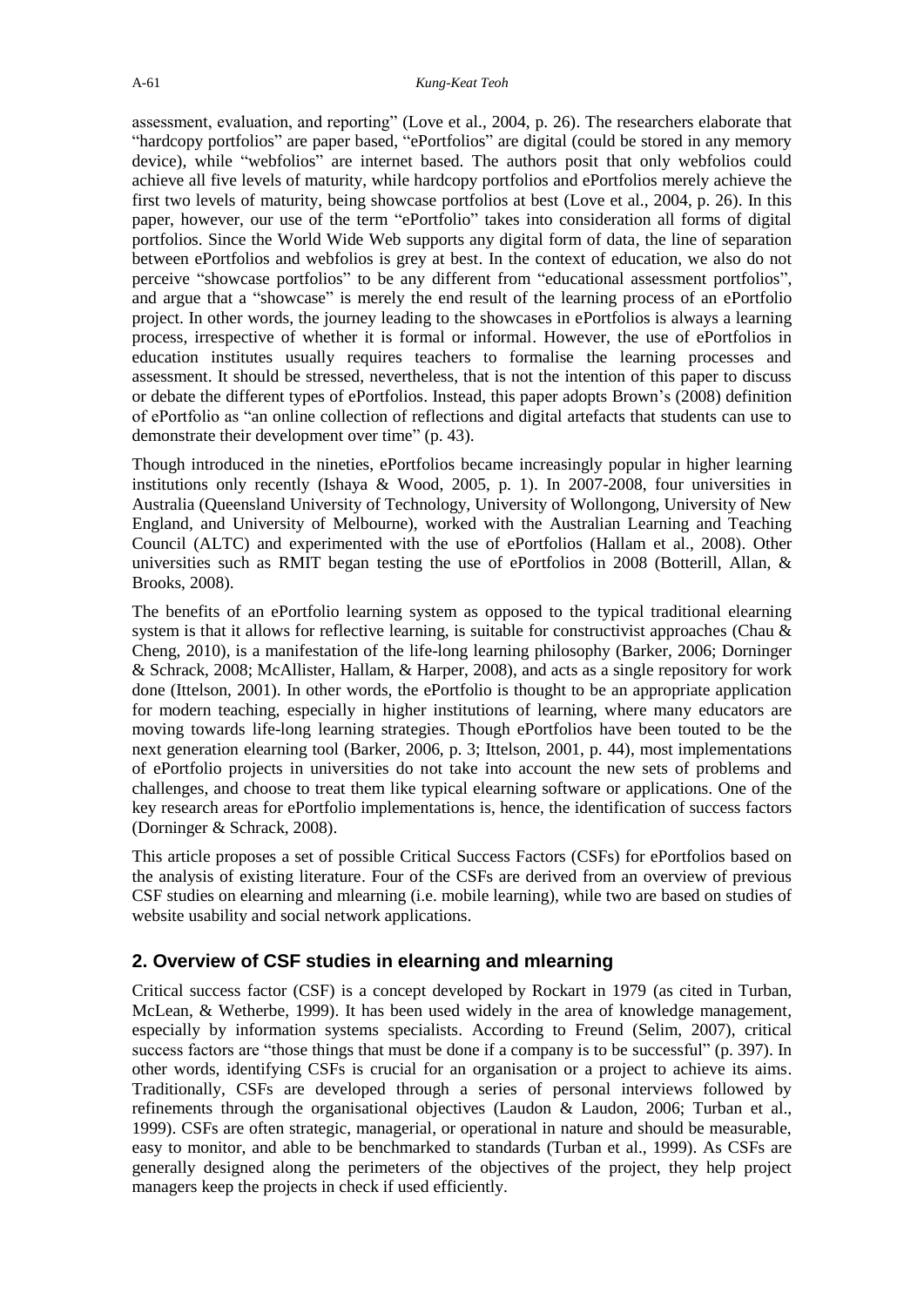assessment, evaluation, and reporting" (Love et al., 2004, p. 26). The researchers elaborate that "hardcopy portfolios" are paper based, "ePortfolios" are digital (could be stored in any memory device), while "webfolios" are internet based. The authors posit that only webfolios could achieve all five levels of maturity, while hardcopy portfolios and ePortfolios merely achieve the first two levels of maturity, being showcase portfolios at best (Love et al., 2004, p. 26). In this paper, however, our use of the term "ePortfolio" takes into consideration all forms of digital portfolios. Since the World Wide Web supports any digital form of data, the line of separation between ePortfolios and webfolios is grey at best. In the context of education, we also do not perceive "showcase portfolios" to be any different from "educational assessment portfolios", and argue that a "showcase" is merely the end result of the learning process of an ePortfolio project. In other words, the journey leading to the showcases in ePortfolios is always a learning process, irrespective of whether it is formal or informal. However, the use of ePortfolios in education institutes usually requires teachers to formalise the learning processes and assessment. It should be stressed, nevertheless, that is not the intention of this paper to discuss or debate the different types of ePortfolios. Instead, this paper adopts Brown's (2008) definition of ePortfolio as "an online collection of reflections and digital artefacts that students can use to demonstrate their development over time" (p. 43).

Though introduced in the nineties, ePortfolios became increasingly popular in higher learning institutions only recently (Ishaya & Wood, 2005, p. 1). In 2007-2008, four universities in Australia (Queensland University of Technology, University of Wollongong, University of New England, and University of Melbourne), worked with the Australian Learning and Teaching Council (ALTC) and experimented with the use of ePortfolios (Hallam et al., 2008). Other universities such as RMIT began testing the use of ePortfolios in 2008 (Botterill, Allan, & Brooks, 2008).

The benefits of an ePortfolio learning system as opposed to the typical traditional elearning system is that it allows for reflective learning, is suitable for constructivist approaches (Chau & Cheng, 2010), is a manifestation of the life-long learning philosophy (Barker, 2006; Dorninger & Schrack, 2008; McAllister, Hallam, & Harper, 2008), and acts as a single repository for work done (Ittelson, 2001). In other words, the ePortfolio is thought to be an appropriate application for modern teaching, especially in higher institutions of learning, where many educators are moving towards life-long learning strategies. Though ePortfolios have been touted to be the next generation elearning tool (Barker, 2006, p. 3; Ittelson, 2001, p. 44), most implementations of ePortfolio projects in universities do not take into account the new sets of problems and challenges, and choose to treat them like typical elearning software or applications. One of the key research areas for ePortfolio implementations is, hence, the identification of success factors (Dorninger & Schrack, 2008).

This article proposes a set of possible Critical Success Factors (CSFs) for ePortfolios based on the analysis of existing literature. Four of the CSFs are derived from an overview of previous CSF studies on elearning and mlearning (i.e. mobile learning), while two are based on studies of website usability and social network applications.

## 2. Overview of CSF studies in elearning and mlearning

Critical success factor (CSF) is a concept developed by Rockart in 1979 (as cited in Turban, McLean, & Wetherbe, 1999). It has been used widely in the area of knowledge management, especially by information systems specialists. According to Freund (Selim, 2007), critical success factors are "those things that must be done if a company is to be successful" (p. 397). In other words, identifying CSFs is crucial for an organisation or a project to achieve its aims. Traditionally, CSFs are developed through a series of personal interviews followed by refinements through the organisational objectives (Laudon & Laudon, 2006; Turban et al., 1999). CSFs are often strategic, managerial, or operational in nature and should be measurable, easy to monitor, and able to be benchmarked to standards (Turban et al., 1999). As CSFs are generally designed along the perimeters of the objectives of the project, they help project managers keep the projects in check if used efficiently.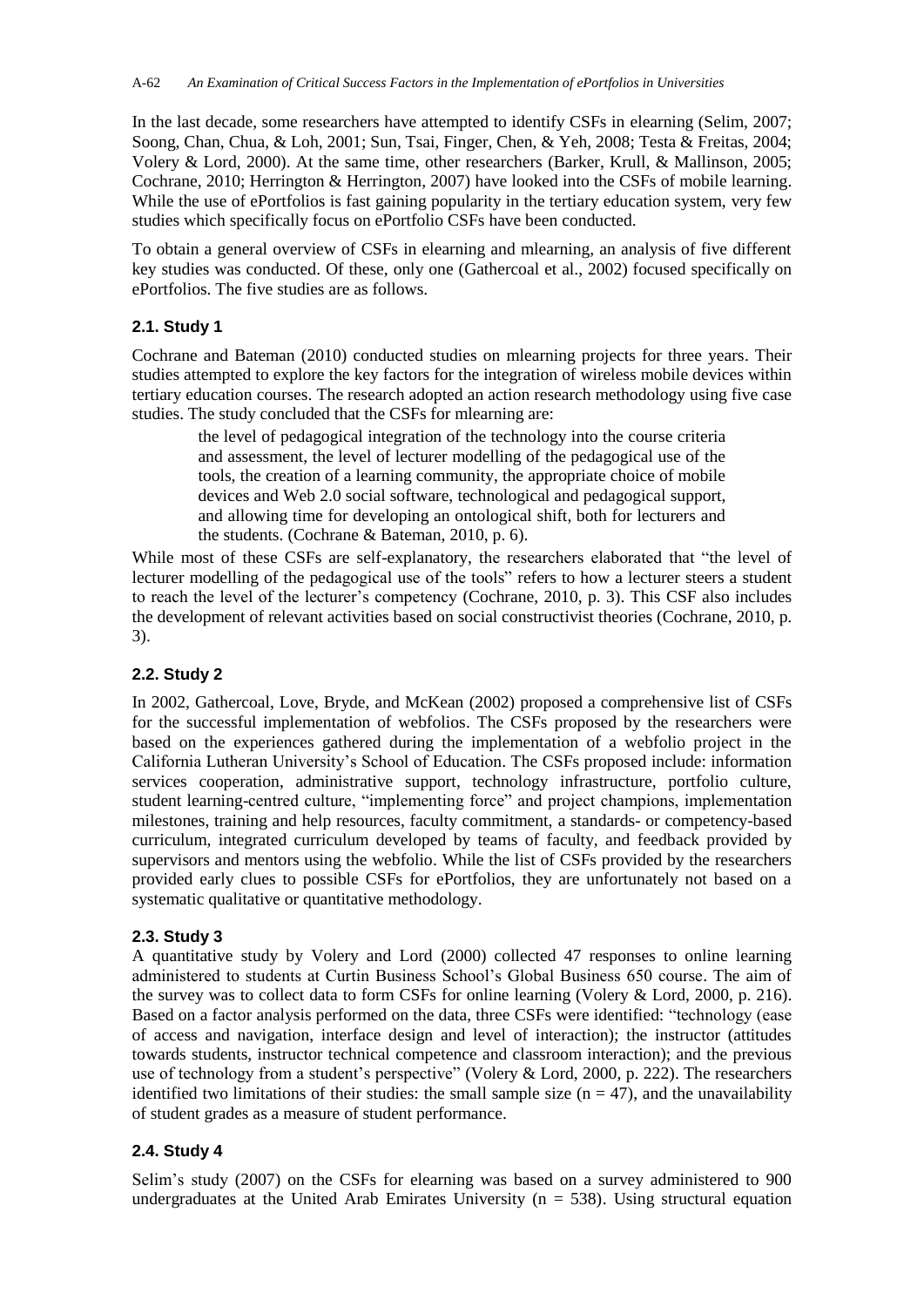In the last decade, some researchers have attempted to identify CSFs in elearning (Selim, 2007; Soong, Chan, Chua, & Loh, 2001; Sun, Tsai, Finger, Chen, & Yeh, 2008; Testa & Freitas, 2004; Volery & Lord, 2000). At the same time, other researchers (Barker, Krull, & Mallinson, 2005; Cochrane, 2010; Herrington & Herrington, 2007) have looked into the CSFs of mobile learning. While the use of ePortfolios is fast gaining popularity in the tertiary education system, very few studies which specifically focus on ePortfolio CSFs have been conducted.

To obtain a general overview of CSFs in elearning and mlearning, an analysis of five different key studies was conducted. Of these, only one (Gathercoal et al., 2002) focused specifically on ePortfolios. The five studies are as follows.

### 2.1. Study 1

Cochrane and Bateman (2010) conducted studies on mlearning projects for three years. Their studies attempted to explore the key factors for the integration of wireless mobile devices within tertiary education courses. The research adopted an action research methodology using five case studies. The study concluded that the CSFs for mlearning are:

> the level of pedagogical integration of the technology into the course criteria and assessment, the level of lecturer modelling of the pedagogical use of the tools, the creation of a learning community, the appropriate choice of mobile devices and Web 2.0 social software, technological and pedagogical support, and allowing time for developing an ontological shift, both for lecturers and the students. (Cochrane & Bateman, 2010, p. 6).

While most of these CSFs are self-explanatory, the researchers elaborated that "the level of lecturer modelling of the pedagogical use of the tools" refers to how a lecturer steers a student to reach the level of the lecturer's competency (Cochrane, 2010, p. 3). This CSF also includes the development of relevant activities based on social constructivist theories (Cochrane, 2010, p. 3).

### 2.2. Study 2

In 2002, Gathercoal, Love, Bryde, and McKean (2002) proposed a comprehensive list of CSFs for the successful implementation of webfolios. The CSFs proposed by the researchers were based on the experiences gathered during the implementation of a webfolio project in the California Lutheran University's School of Education. The CSFs proposed include: information services cooperation, administrative support, technology infrastructure, portfolio culture, student learning-centred culture, "implementing force" and project champions, implementation milestones, training and help resources, faculty commitment, a standards- or competency-based curriculum, integrated curriculum developed by teams of faculty, and feedback provided by supervisors and mentors using the webfolio. While the list of CSFs provided by the researchers provided early clues to possible CSFs for ePortfolios, they are unfortunately not based on a systematic qualitative or quantitative methodology.

### 2.3. Study 3

A quantitative study by Volery and Lord (2000) collected 47 responses to online learning administered to students at Curtin Business School's Global Business 650 course. The aim of the survey was to collect data to form CSFs for online learning (Volery & Lord, 2000, p. 216). Based on a factor analysis performed on the data, three CSFs were identified: "technology (ease of access and navigation, interface design and level of interaction); the instructor (attitudes towards students, instructor technical competence and classroom interaction); and the previous use of technology from a student's perspective" (Volery & Lord, 2000, p. 222). The researchers identified two limitations of their studies: the small sample size ($n = 47$), and the unavailability of student grades as a measure of student performance.

### 2.4. Study 4

Selim's study (2007) on the CSFs for elearning was based on a survey administered to 900 undergraduates at the United Arab Emirates University ($n = 538$). Using structural equation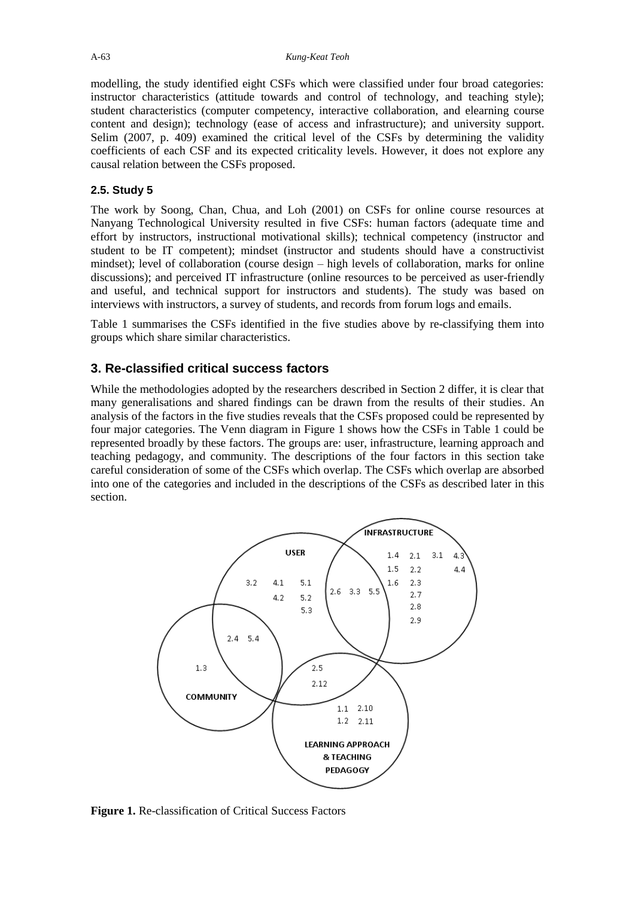modelling, the study identified eight CSFs which were classified under four broad categories: instructor characteristics (attitude towards and control of technology, and teaching style); student characteristics (computer competency, interactive collaboration, and elearning course content and design); technology (ease of access and infrastructure); and university support. Selim (2007, p. 409) examined the critical level of the CSFs by determining the validity coefficients of each CSF and its expected criticality levels. However, it does not explore any causal relation between the CSFs proposed.

### 2.5. Study 5

The work by Soong, Chan, Chua, and Loh (2001) on CSFs for online course resources at Nanyang Technological University resulted in five CSFs: human factors (adequate time and effort by instructors, instructional motivational skills); technical competency (instructor and student to be IT competent); mindset (instructor and students should have a constructivist mindset); level of collaboration (course design – high levels of collaboration, marks for online discussions); and perceived IT infrastructure (online resources to be perceived as user-friendly and useful, and technical support for instructors and students). The study was based on interviews with instructors, a survey of students, and records from forum logs and emails.

Table 1 summarises the CSFs identified in the five studies above by re-classifying them into groups which share similar characteristics.

## 3. Re-classified critical success factors

While the methodologies adopted by the researchers described in Section 2 differ, it is clear that many generalisations and shared findings can be drawn from the results of their studies. An analysis of the factors in the five studies reveals that the CSFs proposed could be represented by four major categories. The Venn diagram in Figure 1 shows how the CSFs in Table 1 could be represented broadly by these factors. The groups are: user, infrastructure, learning approach and teaching pedagogy, and community. The descriptions of the four factors in this section take careful consideration of some of the CSFs which overlap. The CSFs which overlap are absorbed into one of the categories and included in the descriptions of the CSFs as described later in this section.

**Figure 1.** Re-classification of Critical Success Factors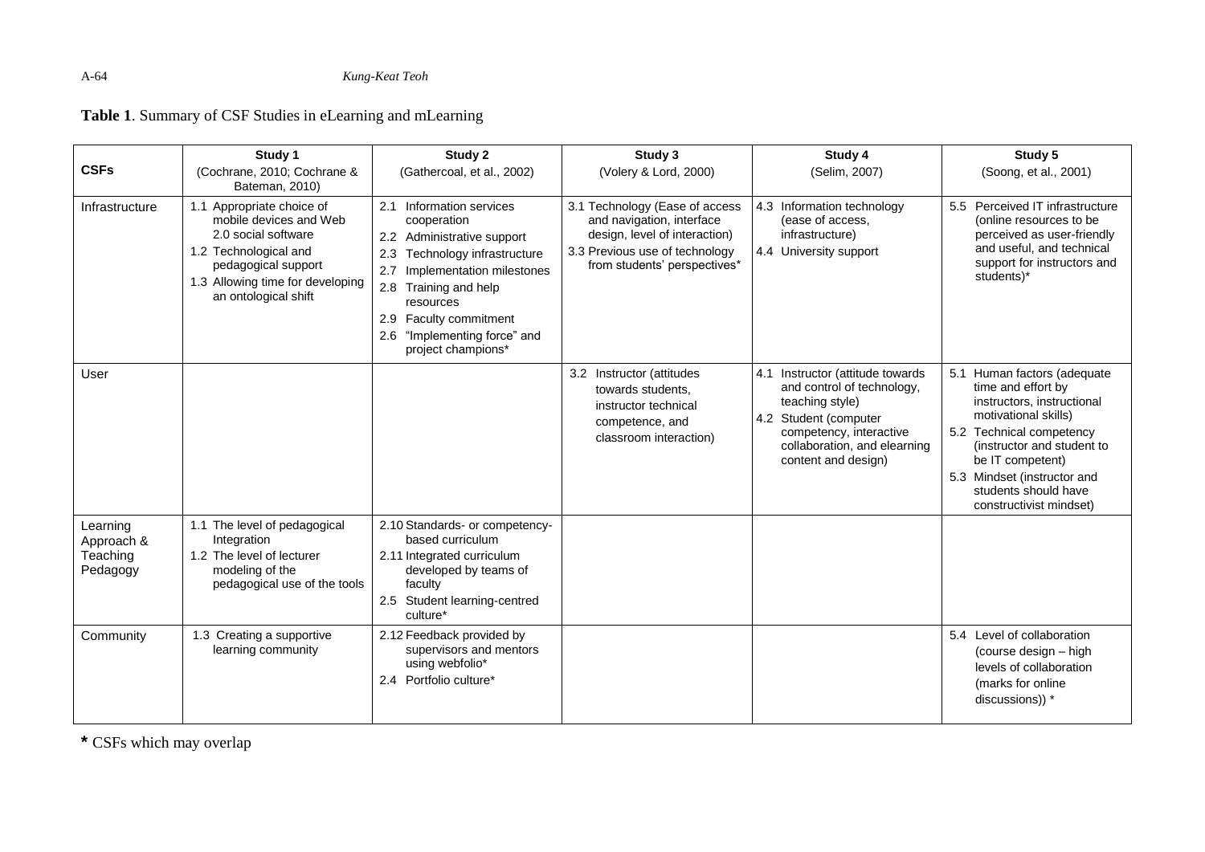**Table 1**. Summary of CSF Studies in eLearning and mLearning

| CSFs | Study 1 (Cochrane, 2010; Cochrane & Bateman, 2010) | Study 2 (Gathercoal, et al., 2002) | Study 3 (Volery & Lord, 2000) | Study 4 (Selim, 2007) | Study 5 (Soong, et al., 2001) |
|---|---|---|---|---|---|
| Infrastructure | 1.1 Appropriate choice of mobile devices and Web 2.0 social software<br>1.2 Technological and pedagogical support<br>1.3 Allowing time for developing an ontological shift | 2.1 Information services cooperation<br>2.2 Administrative support<br>2.3 Technology infrastructure<br>2.7 Implementation milestones<br>2.8 Training and help resources<br>2.9 Faculty commitment<br>2.6 "Implementing force" and project champions* | 3.1 Technology (Ease of access and navigation, interface design, level of interaction)<br>3.3 Previous use of technology from students' perspectives* | 4.3 Information technology (ease of access, infrastructure)<br>4.4 University support | 5.5 Perceived IT infrastructure (online resources to be perceived as user-friendly and useful, and technical support for instructors and students)* |
| User | | | 3.2 Instructor (attitudes towards students, instructor technical competence, and classroom interaction) | 4.1 Instructor (attitude towards and control of technology, teaching style)<br>4.2 Student (computer competency, interactive collaboration, and elearning content and design) | 5.1 Human factors (adequate time and effort by instructors, instructional motivational skills)<br>5.2 Technical competency (instructor and student to be IT competent)<br>5.3 Mindset (instructor and students should have constructivist mindset) |
| Learning Approach & Teaching Pedagogy | 1.1 The level of pedagogical Integration<br>1.2 The level of lecturer modeling of the pedagogical use of the tools | 2.10 Standards- or competency-based curriculum<br>2.11 Integrated curriculum developed by teams of faculty<br>2.5 Student learning-centred culture* | | | |
| Community | 1.3 Creating a supportive learning community | 2.12 Feedback provided by supervisors and mentors using webfolio*<br>2.4 Portfolio culture* | | | 5.4 Level of collaboration (course design – high levels of collaboration (marks for online discussions)) * |

**\*** CSFs which may overlap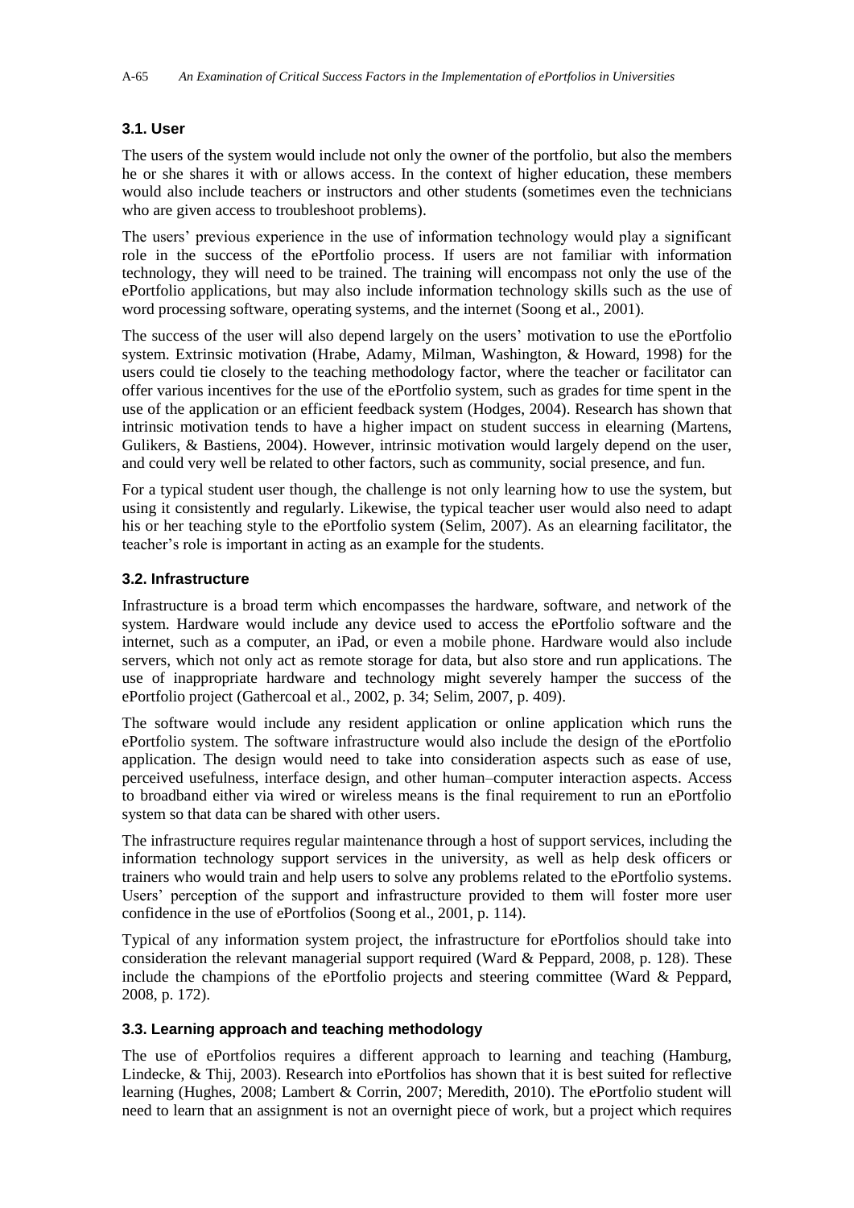### 3.1. User

The users of the system would include not only the owner of the portfolio, but also the members he or she shares it with or allows access. In the context of higher education, these members would also include teachers or instructors and other students (sometimes even the technicians who are given access to troubleshoot problems).

The users' previous experience in the use of information technology would play a significant role in the success of the ePortfolio process. If users are not familiar with information technology, they will need to be trained. The training will encompass not only the use of the ePortfolio applications, but may also include information technology skills such as the use of word processing software, operating systems, and the internet (Soong et al., 2001).

The success of the user will also depend largely on the users' motivation to use the ePortfolio system. Extrinsic motivation (Hrabe, Adamy, Milman, Washington, & Howard, 1998) for the users could tie closely to the teaching methodology factor, where the teacher or facilitator can offer various incentives for the use of the ePortfolio system, such as grades for time spent in the use of the application or an efficient feedback system (Hodges, 2004). Research has shown that intrinsic motivation tends to have a higher impact on student success in elearning (Martens, Gulikers, & Bastiens, 2004). However, intrinsic motivation would largely depend on the user, and could very well be related to other factors, such as community, social presence, and fun.

For a typical student user though, the challenge is not only learning how to use the system, but using it consistently and regularly. Likewise, the typical teacher user would also need to adapt his or her teaching style to the ePortfolio system (Selim, 2007). As an elearning facilitator, the teacher's role is important in acting as an example for the students.

### 3.2. Infrastructure

Infrastructure is a broad term which encompasses the hardware, software, and network of the system. Hardware would include any device used to access the ePortfolio software and the internet, such as a computer, an iPad, or even a mobile phone. Hardware would also include servers, which not only act as remote storage for data, but also store and run applications. The use of inappropriate hardware and technology might severely hamper the success of the ePortfolio project (Gathercoal et al., 2002, p. 34; Selim, 2007, p. 409).

The software would include any resident application or online application which runs the ePortfolio system. The software infrastructure would also include the design of the ePortfolio application. The design would need to take into consideration aspects such as ease of use, perceived usefulness, interface design, and other human–computer interaction aspects. Access to broadband either via wired or wireless means is the final requirement to run an ePortfolio system so that data can be shared with other users.

The infrastructure requires regular maintenance through a host of support services, including the information technology support services in the university, as well as help desk officers or trainers who would train and help users to solve any problems related to the ePortfolio systems. Users' perception of the support and infrastructure provided to them will foster more user confidence in the use of ePortfolios (Soong et al., 2001, p. 114).

Typical of any information system project, the infrastructure for ePortfolios should take into consideration the relevant managerial support required (Ward & Peppard, 2008, p. 128). These include the champions of the ePortfolio projects and steering committee (Ward & Peppard, 2008, p. 172).

### 3.3. Learning approach and teaching methodology

The use of ePortfolios requires a different approach to learning and teaching (Hamburg, Lindecke, & Thij, 2003). Research into ePortfolios has shown that it is best suited for reflective learning (Hughes, 2008; Lambert & Corrin, 2007; Meredith, 2010). The ePortfolio student will need to learn that an assignment is not an overnight piece of work, but a project which requires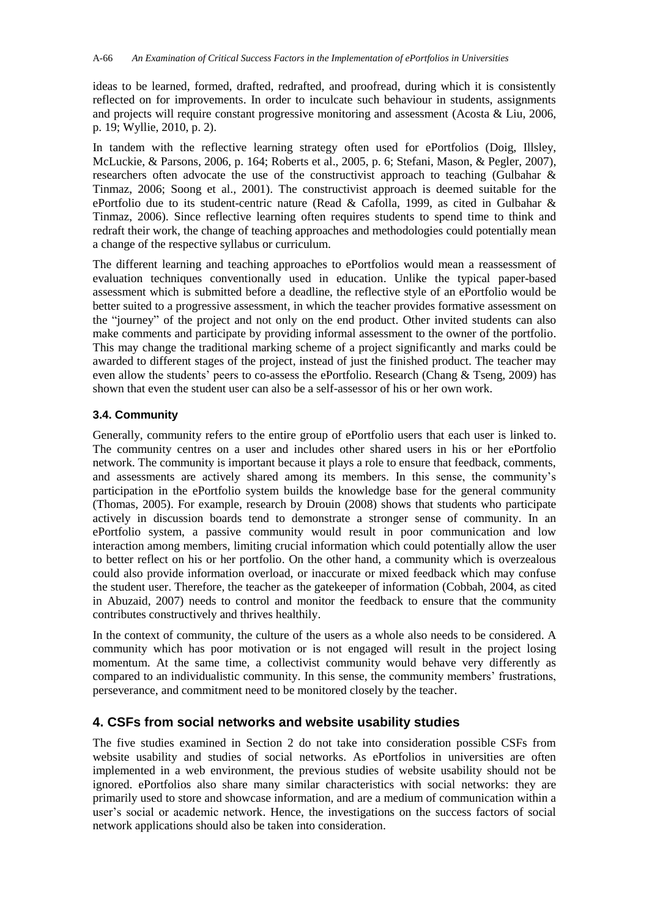ideas to be learned, formed, drafted, redrafted, and proofread, during which it is consistently reflected on for improvements. In order to inculcate such behaviour in students, assignments and projects will require constant progressive monitoring and assessment (Acosta & Liu, 2006, p. 19; Wyllie, 2010, p. 2).

In tandem with the reflective learning strategy often used for ePortfolios (Doig, Illsley, McLuckie, & Parsons, 2006, p. 164; Roberts et al., 2005, p. 6; Stefani, Mason, & Pegler, 2007), researchers often advocate the use of the constructivist approach to teaching (Gulbahar & Tinmaz, 2006; Soong et al., 2001). The constructivist approach is deemed suitable for the ePortfolio due to its student-centric nature (Read & Cafolla, 1999, as cited in Gulbahar & Tinmaz, 2006). Since reflective learning often requires students to spend time to think and redraft their work, the change of teaching approaches and methodologies could potentially mean a change of the respective syllabus or curriculum.

The different learning and teaching approaches to ePortfolios would mean a reassessment of evaluation techniques conventionally used in education. Unlike the typical paper-based assessment which is submitted before a deadline, the reflective style of an ePortfolio would be better suited to a progressive assessment, in which the teacher provides formative assessment on the "journey" of the project and not only on the end product. Other invited students can also make comments and participate by providing informal assessment to the owner of the portfolio. This may change the traditional marking scheme of a project significantly and marks could be awarded to different stages of the project, instead of just the finished product. The teacher may even allow the students' peers to co-assess the ePortfolio. Research (Chang & Tseng, 2009) has shown that even the student user can also be a self-assessor of his or her own work.

### 3.4. Community

Generally, community refers to the entire group of ePortfolio users that each user is linked to. The community centres on a user and includes other shared users in his or her ePortfolio network. The community is important because it plays a role to ensure that feedback, comments, and assessments are actively shared among its members. In this sense, the community's participation in the ePortfolio system builds the knowledge base for the general community (Thomas, 2005). For example, research by Drouin (2008) shows that students who participate actively in discussion boards tend to demonstrate a stronger sense of community. In an ePortfolio system, a passive community would result in poor communication and low interaction among members, limiting crucial information which could potentially allow the user to better reflect on his or her portfolio. On the other hand, a community which is overzealous could also provide information overload, or inaccurate or mixed feedback which may confuse the student user. Therefore, the teacher as the gatekeeper of information (Cobbah, 2004, as cited in Abuzaid, 2007) needs to control and monitor the feedback to ensure that the community contributes constructively and thrives healthily.

In the context of community, the culture of the users as a whole also needs to be considered. A community which has poor motivation or is not engaged will result in the project losing momentum. At the same time, a collectivist community would behave very differently as compared to an individualistic community. In this sense, the community members' frustrations, perseverance, and commitment need to be monitored closely by the teacher.

## 4. CSFs from social networks and website usability studies

The five studies examined in Section 2 do not take into consideration possible CSFs from website usability and studies of social networks. As ePortfolios in universities are often implemented in a web environment, the previous studies of website usability should not be ignored. ePortfolios also share many similar characteristics with social networks: they are primarily used to store and showcase information, and are a medium of communication within a user's social or academic network. Hence, the investigations on the success factors of social network applications should also be taken into consideration.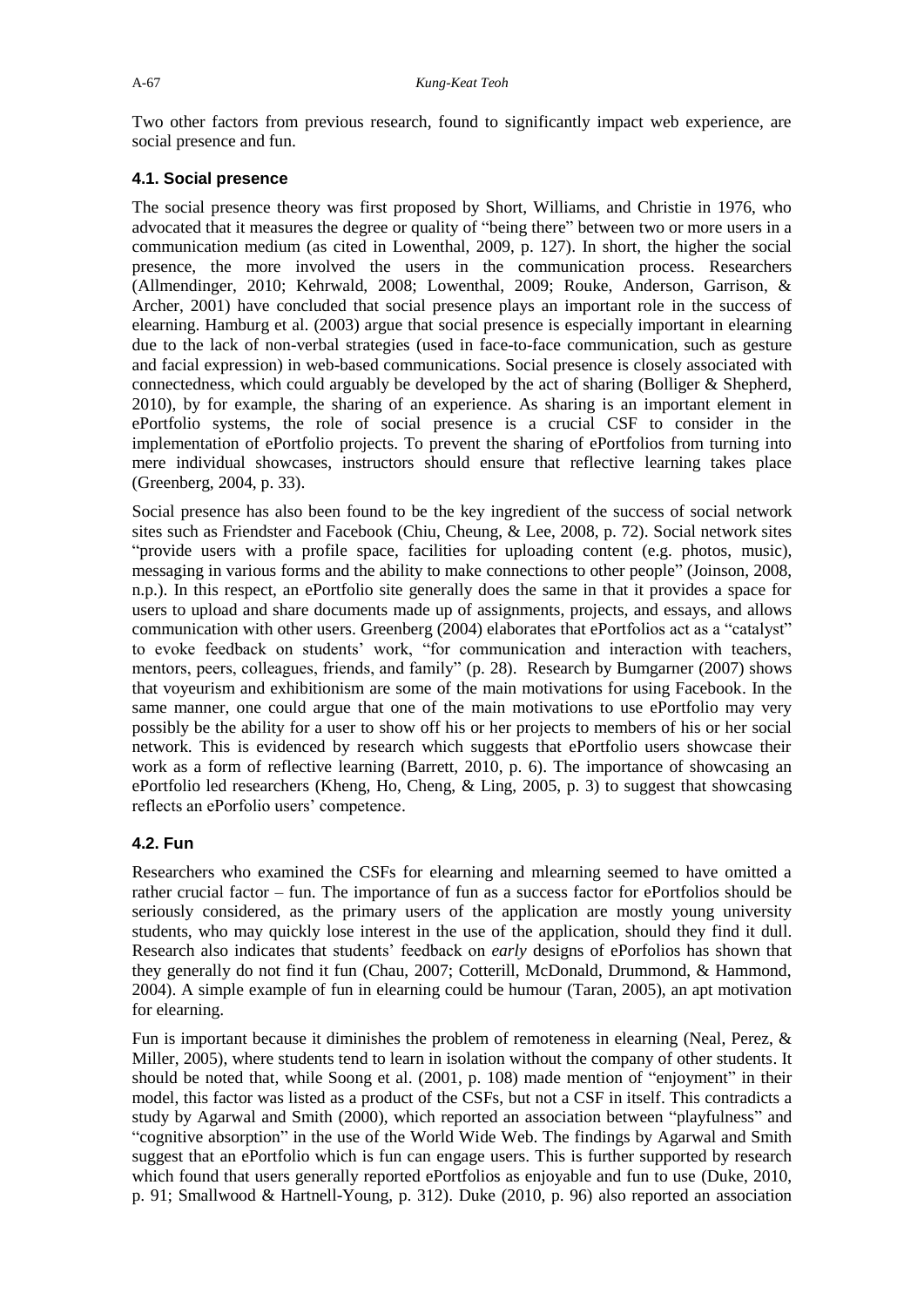Two other factors from previous research, found to significantly impact web experience, are social presence and fun.

### 4.1. Social presence

The social presence theory was first proposed by Short, Williams, and Christie in 1976, who advocated that it measures the degree or quality of "being there" between two or more users in a communication medium (as cited in Lowenthal, 2009, p. 127). In short, the higher the social presence, the more involved the users in the communication process. Researchers (Allmendinger, 2010; Kehrwald, 2008; Lowenthal, 2009; Rouke, Anderson, Garrison, & Archer, 2001) have concluded that social presence plays an important role in the success of elearning. Hamburg et al. (2003) argue that social presence is especially important in elearning due to the lack of non-verbal strategies (used in face-to-face communication, such as gesture and facial expression) in web-based communications. Social presence is closely associated with connectedness, which could arguably be developed by the act of sharing (Bolliger & Shepherd, 2010), by for example, the sharing of an experience. As sharing is an important element in ePortfolio systems, the role of social presence is a crucial CSF to consider in the implementation of ePortfolio projects. To prevent the sharing of ePortfolios from turning into mere individual showcases, instructors should ensure that reflective learning takes place (Greenberg, 2004, p. 33).

Social presence has also been found to be the key ingredient of the success of social network sites such as Friendster and Facebook (Chiu, Cheung, & Lee, 2008, p. 72). Social network sites "provide users with a profile space, facilities for uploading content (e.g. photos, music), messaging in various forms and the ability to make connections to other people" (Joinson, 2008, n.p.). In this respect, an ePortfolio site generally does the same in that it provides a space for users to upload and share documents made up of assignments, projects, and essays, and allows communication with other users. Greenberg (2004) elaborates that ePortfolios act as a "catalyst" to evoke feedback on students' work, "for communication and interaction with teachers, mentors, peers, colleagues, friends, and family" (p. 28). Research by Bumgarner (2007) shows that voyeurism and exhibitionism are some of the main motivations for using Facebook. In the same manner, one could argue that one of the main motivations to use ePortfolio may very possibly be the ability for a user to show off his or her projects to members of his or her social network. This is evidenced by research which suggests that ePortfolio users showcase their work as a form of reflective learning (Barrett, 2010, p. 6). The importance of showcasing an ePortfolio led researchers (Kheng, Ho, Cheng, & Ling, 2005, p. 3) to suggest that showcasing reflects an ePorfolio users' competence.

### 4.2. Fun

Researchers who examined the CSFs for elearning and mlearning seemed to have omitted a rather crucial factor – fun. The importance of fun as a success factor for ePortfolios should be seriously considered, as the primary users of the application are mostly young university students, who may quickly lose interest in the use of the application, should they find it dull. Research also indicates that students' feedback on *early* designs of ePorfolios has shown that they generally do not find it fun (Chau, 2007; Cotterill, McDonald, Drummond, & Hammond, 2004). A simple example of fun in elearning could be humour (Taran, 2005), an apt motivation for elearning.

Fun is important because it diminishes the problem of remoteness in elearning (Neal, Perez, & Miller, 2005), where students tend to learn in isolation without the company of other students. It should be noted that, while Soong et al. (2001, p. 108) made mention of "enjoyment" in their model, this factor was listed as a product of the CSFs, but not a CSF in itself. This contradicts a study by Agarwal and Smith (2000), which reported an association between "playfulness" and "cognitive absorption" in the use of the World Wide Web. The findings by Agarwal and Smith suggest that an ePortfolio which is fun can engage users. This is further supported by research which found that users generally reported ePortfolios as enjoyable and fun to use (Duke, 2010, p. 91; Smallwood & Hartnell-Young, p. 312). Duke (2010, p. 96) also reported an association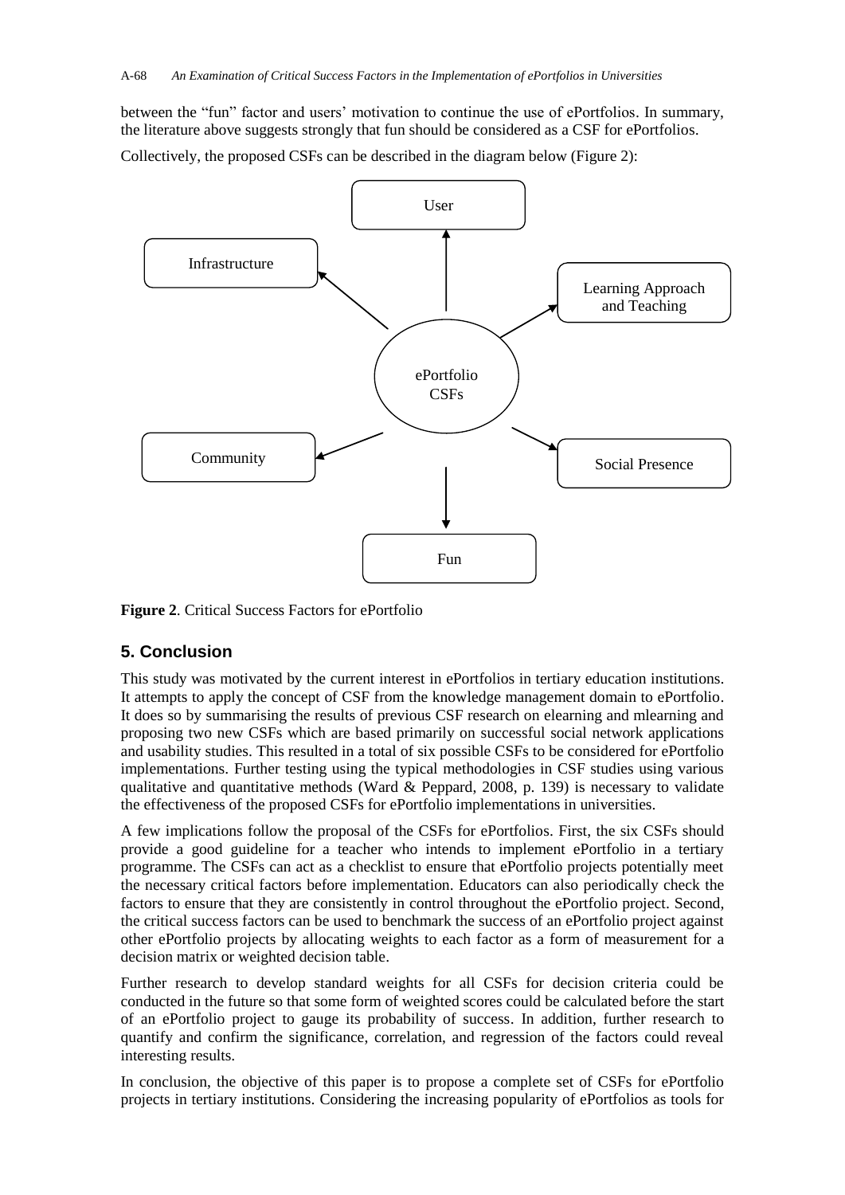between the "fun" factor and users' motivation to continue the use of ePortfolios. In summary, the literature above suggests strongly that fun should be considered as a CSF for ePortfolios.

Collectively, the proposed CSFs can be described in the diagram below (Figure 2):

ePortfolio CSFs → User; Infrastructure; Learning Approach and Teaching; Community; Social Presence; Fun

**Figure 2**. Critical Success Factors for ePortfolio

## 5. Conclusion

This study was motivated by the current interest in ePortfolios in tertiary education institutions. It attempts to apply the concept of CSF from the knowledge management domain to ePortfolio. It does so by summarising the results of previous CSF research on elearning and mlearning and proposing two new CSFs which are based primarily on successful social network applications and usability studies. This resulted in a total of six possible CSFs to be considered for ePortfolio implementations. Further testing using the typical methodologies in CSF studies using various qualitative and quantitative methods (Ward & Peppard, 2008, p. 139) is necessary to validate the effectiveness of the proposed CSFs for ePortfolio implementations in universities.

A few implications follow the proposal of the CSFs for ePortfolios. First, the six CSFs should provide a good guideline for a teacher who intends to implement ePortfolio in a tertiary programme. The CSFs can act as a checklist to ensure that ePortfolio projects potentially meet the necessary critical factors before implementation. Educators can also periodically check the factors to ensure that they are consistently in control throughout the ePortfolio project. Second, the critical success factors can be used to benchmark the success of an ePortfolio project against other ePortfolio projects by allocating weights to each factor as a form of measurement for a decision matrix or weighted decision table.

Further research to develop standard weights for all CSFs for decision criteria could be conducted in the future so that some form of weighted scores could be calculated before the start of an ePortfolio project to gauge its probability of success. In addition, further research to quantify and confirm the significance, correlation, and regression of the factors could reveal interesting results.

In conclusion, the objective of this paper is to propose a complete set of CSFs for ePortfolio projects in tertiary institutions. Considering the increasing popularity of ePortfolios as tools for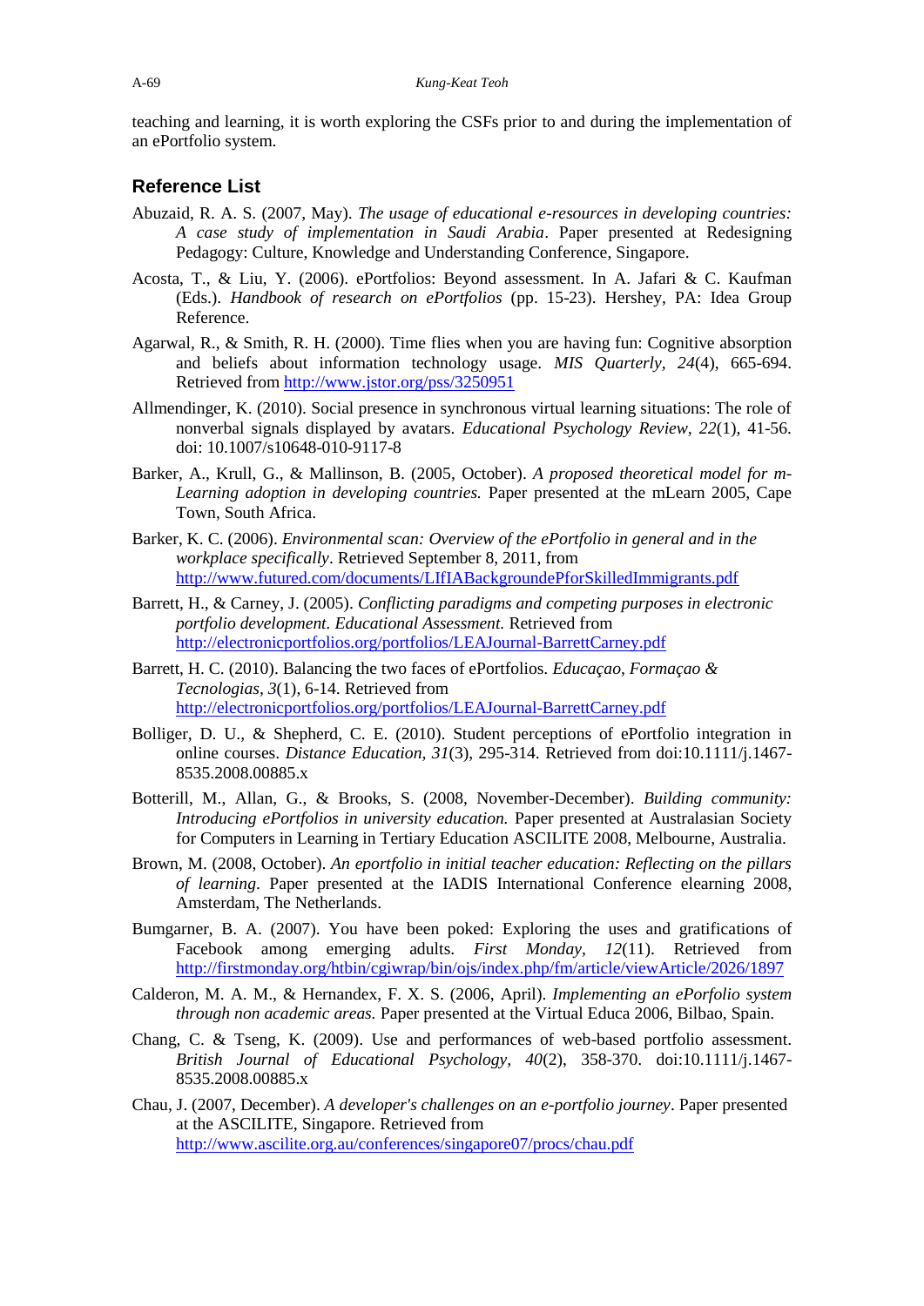teaching and learning, it is worth exploring the CSFs prior to and during the implementation of an ePortfolio system.

## Reference List

Abuzaid, R. A. S. (2007, May). *The usage of educational e-resources in developing countries: A case study of implementation in Saudi Arabia*. Paper presented at Redesigning Pedagogy: Culture, Knowledge and Understanding Conference, Singapore.

Acosta, T., & Liu, Y. (2006). ePortfolios: Beyond assessment. In A. Jafari & C. Kaufman (Eds.). *Handbook of research on ePortfolios* (pp. 15-23). Hershey, PA: Idea Group Reference.

Agarwal, R., & Smith, R. H. (2000). Time flies when you are having fun: Cognitive absorption and beliefs about information technology usage. *MIS Quarterly*, *24*(4), 665-694. Retrieved from http://www.jstor.org/pss/3250951

Allmendinger, K. (2010). Social presence in synchronous virtual learning situations: The role of nonverbal signals displayed by avatars. *Educational Psychology Review, 22*(1), 41-56. doi: 10.1007/s10648-010-9117-8

Barker, A., Krull, G., & Mallinson, B. (2005, October). *A proposed theoretical model for m-Learning adoption in developing countries.* Paper presented at the mLearn 2005, Cape Town, South Africa.

Barker, K. C. (2006). *Environmental scan: Overview of the ePortfolio in general and in the workplace specifically*. Retrieved September 8, 2011, from http://www.futured.com/documents/LIfIABackgroundePforSkilledImmigrants.pdf

Barrett, H., & Carney, J. (2005). *Conflicting paradigms and competing purposes in electronic portfolio development*. *Educational Assessment.* Retrieved from http://electronicportfolios.org/portfolios/LEAJournal-BarrettCarney.pdf

Barrett, H. C. (2010). Balancing the two faces of ePortfolios. *Educaçao, Formaçao & Tecnologias, 3*(1), 6-14. Retrieved from http://electronicportfolios.org/portfolios/LEAJournal-BarrettCarney.pdf

Bolliger, D. U., & Shepherd, C. E. (2010). Student perceptions of ePortfolio integration in online courses. *Distance Education, 31*(3), 295-314. Retrieved from doi:10.1111/j.1467-8535.2008.00885.x

Botterill, M., Allan, G., & Brooks, S. (2008, November-December). *Building community: Introducing ePortfolios in university education.* Paper presented at Australasian Society for Computers in Learning in Tertiary Education ASCILITE 2008, Melbourne, Australia.

Brown, M. (2008, October). *An eportfolio in initial teacher education: Reflecting on the pillars of learning*. Paper presented at the IADIS International Conference elearning 2008, Amsterdam, The Netherlands.

Bumgarner, B. A. (2007). You have been poked: Exploring the uses and gratifications of Facebook among emerging adults. *First Monday, 12*(11). Retrieved from http://firstmonday.org/htbin/cgiwrap/bin/ojs/index.php/fm/article/viewArticle/2026/1897

Calderon, M. A. M., & Hernandex, F. X. S. (2006, April). *Implementing an ePorfolio system through non academic areas.* Paper presented at the Virtual Educa 2006, Bilbao, Spain.

Chang, C. & Tseng, K. (2009). Use and performances of web-based portfolio assessment. *British Journal of Educational Psychology, 40*(2), 358-370. doi:10.1111/j.1467-8535.2008.00885.x

Chau, J. (2007, December). *A developer's challenges on an e-portfolio journey*. Paper presented at the ASCILITE, Singapore. Retrieved from http://www.ascilite.org.au/conferences/singapore07/procs/chau.pdf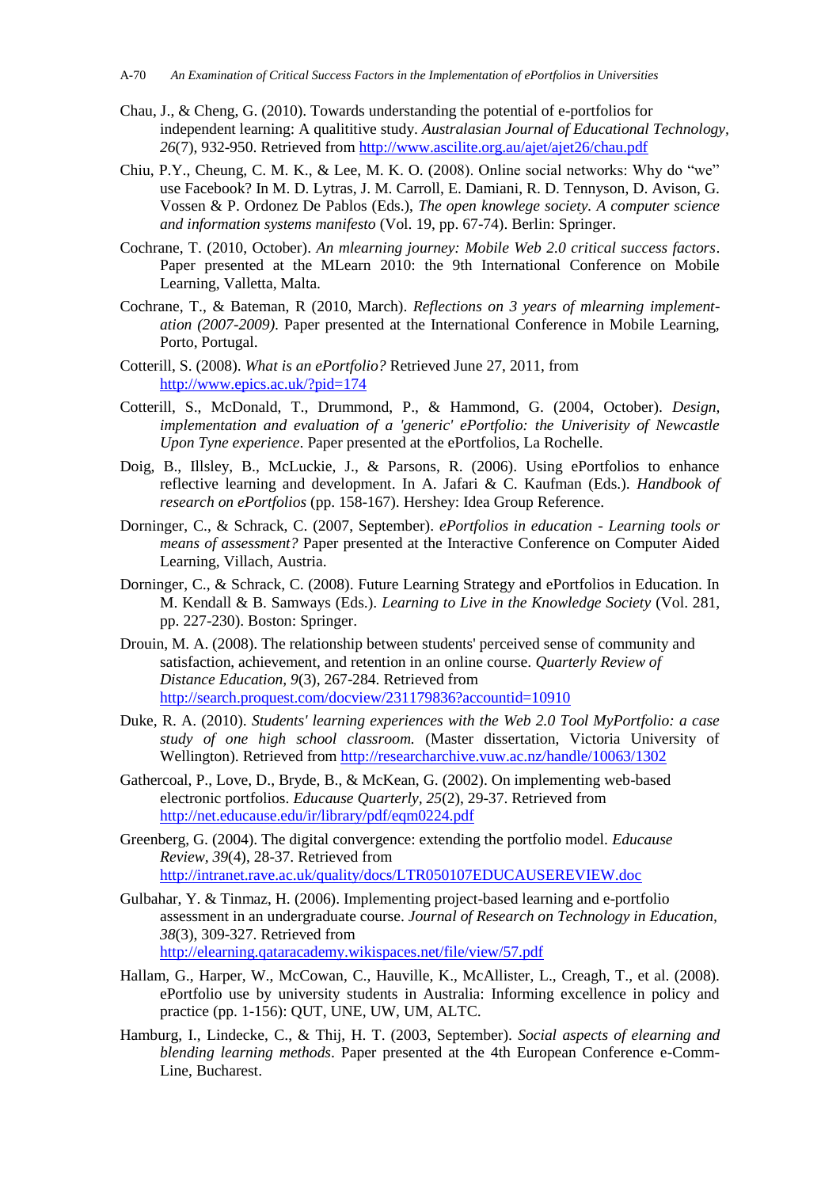Chau, J., & Cheng, G. (2010). Towards understanding the potential of e-portfolios for independent learning: A qualititive study. *Australasian Journal of Educational Technology, 26*(7), 932-950. Retrieved from http://www.ascilite.org.au/ajet/ajet26/chau.pdf

Chiu, P.Y., Cheung, C. M. K., & Lee, M. K. O. (2008). Online social networks: Why do "we" use Facebook? In M. D. Lytras, J. M. Carroll, E. Damiani, R. D. Tennyson, D. Avison, G. Vossen & P. Ordonez De Pablos (Eds.), *The open knowlege society. A computer science and information systems manifesto* (Vol. 19, pp. 67-74). Berlin: Springer.

Cochrane, T. (2010, October). *An mlearning journey: Mobile Web 2.0 critical success factors*. Paper presented at the MLearn 2010: the 9th International Conference on Mobile Learning, Valletta, Malta.

Cochrane, T., & Bateman, R (2010, March). *Reflections on 3 years of mlearning implement-ation (2007-2009)*. Paper presented at the International Conference in Mobile Learning, Porto, Portugal.

Cotterill, S. (2008). *What is an ePortfolio?* Retrieved June 27, 2011, from http://www.epics.ac.uk/?pid=174

Cotterill, S., McDonald, T., Drummond, P., & Hammond, G. (2004, October). *Design, implementation and evaluation of a 'generic' ePortfolio: the Univerisity of Newcastle Upon Tyne experience*. Paper presented at the ePortfolios, La Rochelle.

Doig, B., Illsley, B., McLuckie, J., & Parsons, R. (2006). Using ePortfolios to enhance reflective learning and development. In A. Jafari & C. Kaufman (Eds.). *Handbook of research on ePortfolios* (pp. 158-167). Hershey: Idea Group Reference.

Dorninger, C., & Schrack, C. (2007, September). *ePortfolios in education - Learning tools or means of assessment?* Paper presented at the Interactive Conference on Computer Aided Learning, Villach, Austria.

Dorninger, C., & Schrack, C. (2008). Future Learning Strategy and ePortfolios in Education. In M. Kendall & B. Samways (Eds.). *Learning to Live in the Knowledge Society* (Vol. 281, pp. 227-230). Boston: Springer.

Drouin, M. A. (2008). The relationship between students' perceived sense of community and satisfaction, achievement, and retention in an online course. *Quarterly Review of Distance Education, 9*(3), 267-284. Retrieved from http://search.proquest.com/docview/231179836?accountid=10910

Duke, R. A. (2010). *Students' learning experiences with the Web 2.0 Tool MyPortfolio: a case study of one high school classroom.* (Master dissertation, Victoria University of Wellington). Retrieved from http://researcharchive.vuw.ac.nz/handle/10063/1302

Gathercoal, P., Love, D., Bryde, B., & McKean, G. (2002). On implementing web-based electronic portfolios. *Educause Quarterly, 25*(2), 29-37. Retrieved from http://net.educause.edu/ir/library/pdf/eqm0224.pdf

Greenberg, G. (2004). The digital convergence: extending the portfolio model. *Educause Review, 39*(4), 28-37. Retrieved from http://intranet.rave.ac.uk/quality/docs/LTR050107EDUCAUSEREVIEW.doc

Gulbahar, Y. & Tinmaz, H. (2006). Implementing project-based learning and e-portfolio assessment in an undergraduate course. *Journal of Research on Technology in Education, 38*(3), 309-327. Retrieved from http://elearning.qataracademy.wikispaces.net/file/view/57.pdf

Hallam, G., Harper, W., McCowan, C., Hauville, K., McAllister, L., Creagh, T., et al. (2008). ePortfolio use by university students in Australia: Informing excellence in policy and practice (pp. 1-156): QUT, UNE, UW, UM, ALTC.

Hamburg, I., Lindecke, C., & Thij, H. T. (2003, September). *Social aspects of elearning and blending learning methods*. Paper presented at the 4th European Conference e-Comm-Line, Bucharest.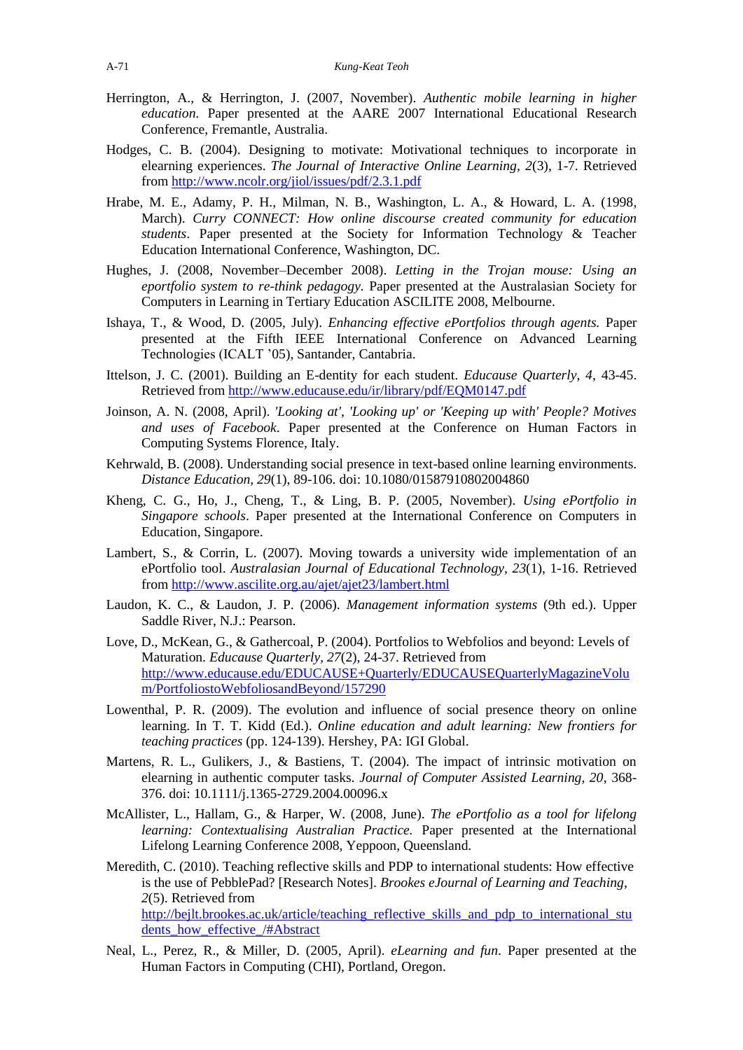Herrington, A., & Herrington, J. (2007, November). *Authentic mobile learning in higher education.* Paper presented at the AARE 2007 International Educational Research Conference, Fremantle, Australia.

Hodges, C. B. (2004). Designing to motivate: Motivational techniques to incorporate in elearning experiences. *The Journal of Interactive Online Learning, 2*(3), 1-7. Retrieved from http://www.ncolr.org/jiol/issues/pdf/2.3.1.pdf

Hrabe, M. E., Adamy, P. H., Milman, N. B., Washington, L. A., & Howard, L. A. (1998, March). *Curry CONNECT: How online discourse created community for education students*. Paper presented at the Society for Information Technology & Teacher Education International Conference, Washington, DC.

Hughes, J. (2008, November–December 2008). *Letting in the Trojan mouse: Using an eportfolio system to re-think pedagogy.* Paper presented at the Australasian Society for Computers in Learning in Tertiary Education ASCILITE 2008, Melbourne.

Ishaya, T., & Wood, D. (2005, July). *Enhancing effective ePortfolios through agents.* Paper presented at the Fifth IEEE International Conference on Advanced Learning Technologies (ICALT '05), Santander, Cantabria.

Ittelson, J. C. (2001). Building an E-dentity for each student. *Educause Quarterly, 4*, 43-45. Retrieved from http://www.educause.edu/ir/library/pdf/EQM0147.pdf

Joinson, A. N. (2008, April). *'Looking at', 'Looking up' or 'Keeping up with' People? Motives and uses of Facebook.* Paper presented at the Conference on Human Factors in Computing Systems Florence, Italy.

Kehrwald, B. (2008). Understanding social presence in text-based online learning environments. *Distance Education, 29*(1), 89-106. doi: 10.1080/01587910802004860

Kheng, C. G., Ho, J., Cheng, T., & Ling, B. P. (2005, November). *Using ePortfolio in Singapore schools*. Paper presented at the International Conference on Computers in Education, Singapore.

Lambert, S., & Corrin, L. (2007). Moving towards a university wide implementation of an ePortfolio tool. *Australasian Journal of Educational Technology, 23*(1), 1-16. Retrieved from http://www.ascilite.org.au/ajet/ajet23/lambert.html

Laudon, K. C., & Laudon, J. P. (2006). *Management information systems* (9th ed.). Upper Saddle River, N.J.: Pearson.

Love, D., McKean, G., & Gathercoal, P. (2004). Portfolios to Webfolios and beyond: Levels of Maturation. *Educause Quarterly, 27*(2), 24-37. Retrieved from http://www.educause.edu/EDUCAUSE+Quarterly/EDUCAUSEQuarterlyMagazineVolum/PortfoliostoWebfoliosandBeyond/157290

Lowenthal, P. R. (2009). The evolution and influence of social presence theory on online learning. In T. T. Kidd (Ed.). *Online education and adult learning: New frontiers for teaching practices* (pp. 124-139). Hershey, PA: IGI Global.

Martens, R. L., Gulikers, J., & Bastiens, T. (2004). The impact of intrinsic motivation on elearning in authentic computer tasks. *Journal of Computer Assisted Learning, 20*, 368-376. doi: 10.1111/j.1365-2729.2004.00096.x

McAllister, L., Hallam, G., & Harper, W. (2008, June). *The ePortfolio as a tool for lifelong learning: Contextualising Australian Practice.* Paper presented at the International Lifelong Learning Conference 2008, Yeppoon, Queensland.

Meredith, C. (2010). Teaching reflective skills and PDP to international students: How effective is the use of PebblePad? [Research Notes]. *Brookes eJournal of Learning and Teaching, 2*(5). Retrieved from http://bejlt.brookes.ac.uk/article/teaching_reflective_skills_and_pdp_to_international_students_how_effective_/#Abstract

Neal, L., Perez, R., & Miller, D. (2005, April). *eLearning and fun.* Paper presented at the Human Factors in Computing (CHI), Portland, Oregon.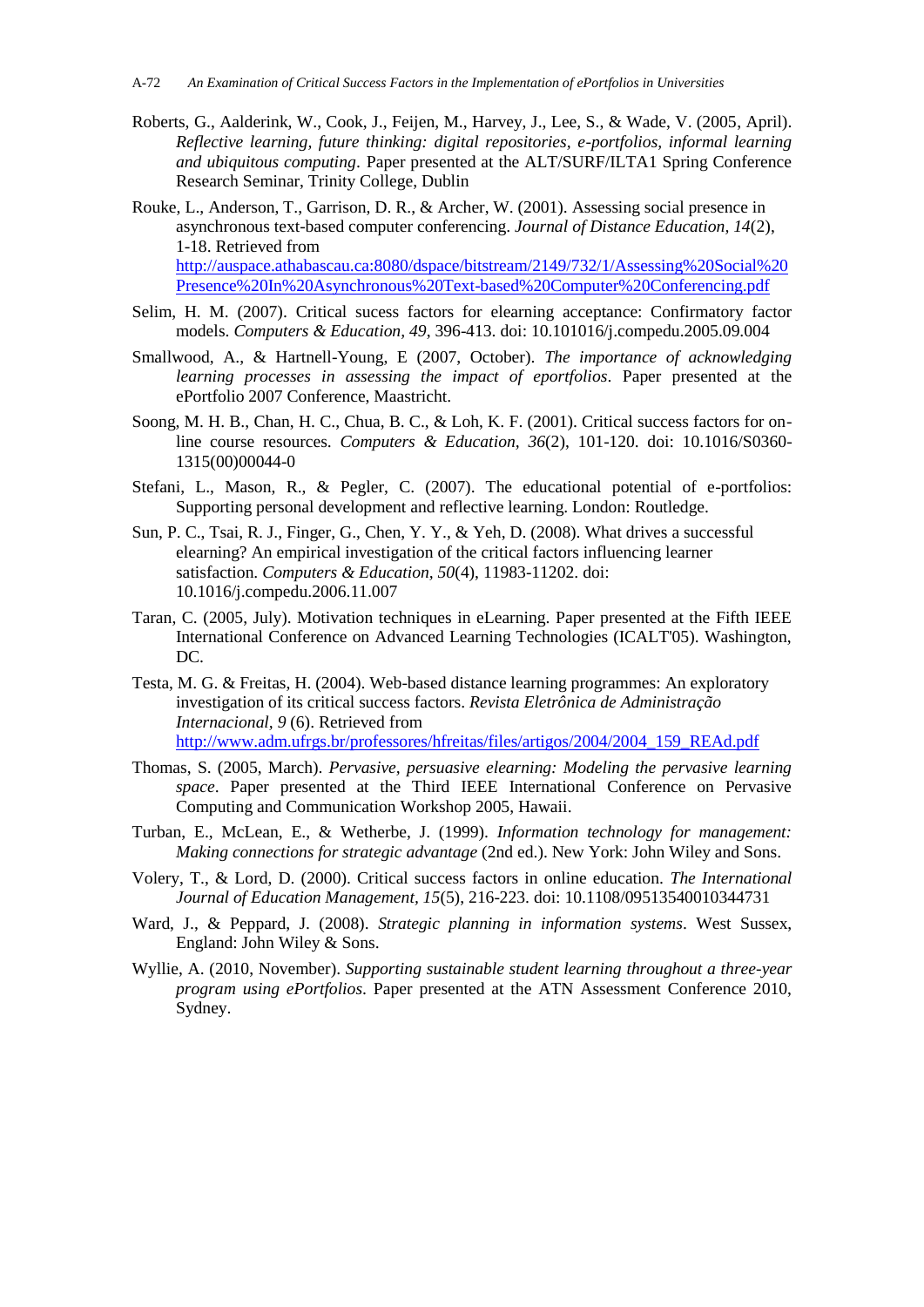Roberts, G., Aalderink, W., Cook, J., Feijen, M., Harvey, J., Lee, S., & Wade, V. (2005, April). *Reflective learning, future thinking: digital repositories, e-portfolios, informal learning and ubiquitous computing*. Paper presented at the ALT/SURF/ILTA1 Spring Conference Research Seminar, Trinity College, Dublin

Rouke, L., Anderson, T., Garrison, D. R., & Archer, W. (2001). Assessing social presence in asynchronous text-based computer conferencing. *Journal of Distance Education, 14*(2), 1-18. Retrieved from http://auspace.athabascau.ca:8080/dspace/bitstream/2149/732/1/Assessing%20Social%20Presence%20In%20Asynchronous%20Text-based%20Computer%20Conferencing.pdf

Selim, H. M. (2007). Critical sucess factors for elearning acceptance: Confirmatory factor models. *Computers & Education, 49*, 396-413. doi: 10.101016/j.compedu.2005.09.004

Smallwood, A., & Hartnell-Young, E (2007, October). *The importance of acknowledging learning processes in assessing the impact of eportfolios*. Paper presented at the ePortfolio 2007 Conference, Maastricht.

Soong, M. H. B., Chan, H. C., Chua, B. C., & Loh, K. F. (2001). Critical success factors for on-line course resources. *Computers & Education, 36*(2), 101-120. doi: 10.1016/S0360-1315(00)00044-0

Stefani, L., Mason, R., & Pegler, C. (2007). The educational potential of e-portfolios: Supporting personal development and reflective learning. London: Routledge.

Sun, P. C., Tsai, R. J., Finger, G., Chen, Y. Y., & Yeh, D. (2008). What drives a successful elearning? An empirical investigation of the critical factors influencing learner satisfaction. *Computers & Education, 50*(4), 11983-11202. doi: 10.1016/j.compedu.2006.11.007

Taran, C. (2005, July). Motivation techniques in eLearning. Paper presented at the Fifth IEEE International Conference on Advanced Learning Technologies (ICALT'05). Washington, DC.

Testa, M. G. & Freitas, H. (2004). Web-based distance learning programmes: An exploratory investigation of its critical success factors. *Revista Eletrônica de Administração Internacional, 9* (6). Retrieved from http://www.adm.ufrgs.br/professores/hfreitas/files/artigos/2004/2004_159_REAd.pdf

Thomas, S. (2005, March). *Pervasive, persuasive elearning: Modeling the pervasive learning space*. Paper presented at the Third IEEE International Conference on Pervasive Computing and Communication Workshop 2005, Hawaii.

Turban, E., McLean, E., & Wetherbe, J. (1999). *Information technology for management: Making connections for strategic advantage* (2nd ed.). New York: John Wiley and Sons.

Volery, T., & Lord, D. (2000). Critical success factors in online education. *The International Journal of Education Management, 15*(5), 216-223. doi: 10.1108/09513540010344731

Ward, J., & Peppard, J. (2008). *Strategic planning in information systems*. West Sussex, England: John Wiley & Sons.

Wyllie, A. (2010, November). *Supporting sustainable student learning throughout a three-year program using ePortfolios*. Paper presented at the ATN Assessment Conference 2010, Sydney.